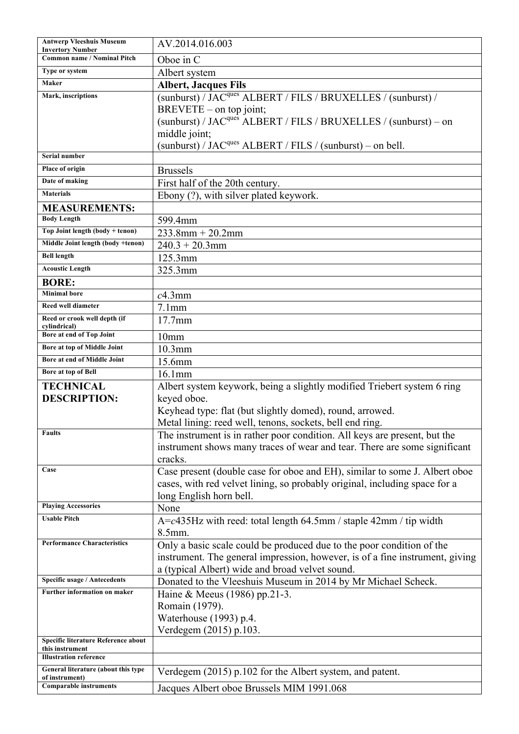| Antwerp Vleeshuis Museum Invertory Number | AV.2014.016.003 |
|---|---|
| Common name / Nominal Pitch | Oboe in C |
| Type or system | Albert system |
| Maker | **Albert, Jacques Fils** |
| Mark, inscriptions | (sunburst) / JAC[ques] ALBERT / FILS / BRUXELLES / (sunburst) / BREVETE – on top joint; (sunburst) / JAC[ques] ALBERT / FILS / BRUXELLES / (sunburst) – on middle joint; (sunburst) / JAC[ques] ALBERT / FILS / (sunburst) – on bell. |
| Serial number | |
| Place of origin | Brussels |
| Date of making | First half of the 20th century. |
| Materials | Ebony (?), with silver plated keywork. |
| **MEASUREMENTS:** | |
| Body Length | 599.4mm |
| Top Joint length (body + tenon) | 233.8mm + 20.2mm |
| Middle Joint length (body +tenon) | 240.3 + 20.3mm |
| Bell length | 125.3mm |
| Acoustic Length | 325.3mm |
| **BORE:** | |
| Minimal bore | *c*4.3mm |
| Reed well diameter | 7.1mm |
| Reed or crook well depth (if cylindrical) | 17.7mm |
| Bore at end of Top Joint | 10mm |
| Bore at top of Middle Joint | 10.3mm |
| Bore at end of Middle Joint | 15.6mm |
| Bore at top of Bell | 16.1mm |
| **TECHNICAL DESCRIPTION:** | Albert system keywork, being a slightly modified Triebert system 6 ring keyed oboe. Keyhead type: flat (but slightly domed), round, arrowed. Metal lining: reed well, tenons, sockets, bell end ring. |
| Faults | The instrument is in rather poor condition. All keys are present, but the instrument shows many traces of wear and tear. There are some significant cracks. |
| Case | Case present (double case for oboe and EH), similar to some J. Albert oboe cases, with red velvet lining, so probably original, including space for a long English horn bell. |
| Playing Accessories | None |
| Usable Pitch | A=*c*435Hz with reed: total length 64.5mm / staple 42mm / tip width 8.5mm. |
| Performance Characteristics | Only a basic scale could be produced due to the poor condition of the instrument. The general impression, however, is of a fine instrument, giving a (typical Albert) wide and broad velvet sound. |
| Specific usage / Antecedents | Donated to the Vleeshuis Museum in 2014 by Mr Michael Scheck. |
| Further information on maker | Haine & Meeus (1986) pp.21-3. Romain (1979). Waterhouse (1993) p.4. Verdegem (2015) p.103. |
| Specific literature Reference about this instrument | |
| Illustration reference | |
| General literature (about this type of instrument) | Verdegem (2015) p.102 for the Albert system, and patent. |
| Comparable instruments | Jacques Albert oboe Brussels MIM 1991.068 |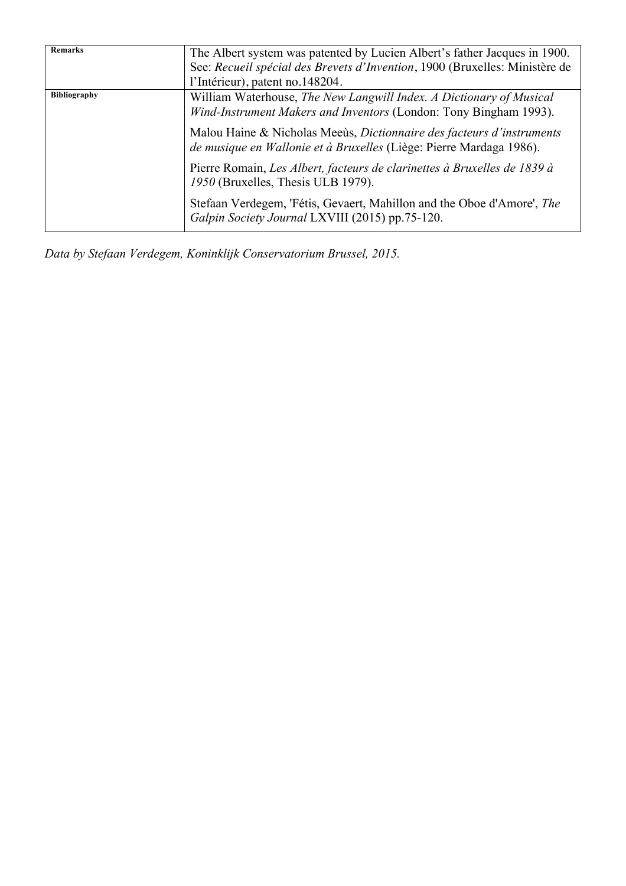| | |
|---|---|
| **Remarks** | The Albert system was patented by Lucien Albert's father Jacques in 1900. See: *Recueil spécial des Brevets d'Invention*, 1900 (Bruxelles: Ministère de l'Intérieur), patent no.148204. |
| **Bibliography** | William Waterhouse, *The New Langwill Index. A Dictionary of Musical Wind-Instrument Makers and Inventors* (London: Tony Bingham 1993).<br><br>Malou Haine & Nicholas Meeùs, *Dictionnaire des facteurs d'instruments de musique en Wallonie et à Bruxelles* (Liège: Pierre Mardaga 1986).<br><br>Pierre Romain, *Les Albert, facteurs de clarinettes à Bruxelles de 1839 à 1950* (Bruxelles, Thesis ULB 1979).<br><br>Stefaan Verdegem, 'Fétis, Gevaert, Mahillon and the Oboe d'Amore', *The Galpin Society Journal* LXVIII (2015) pp.75-120. |

*Data by Stefaan Verdegem, Koninklijk Conservatorium Brussel, 2015.*